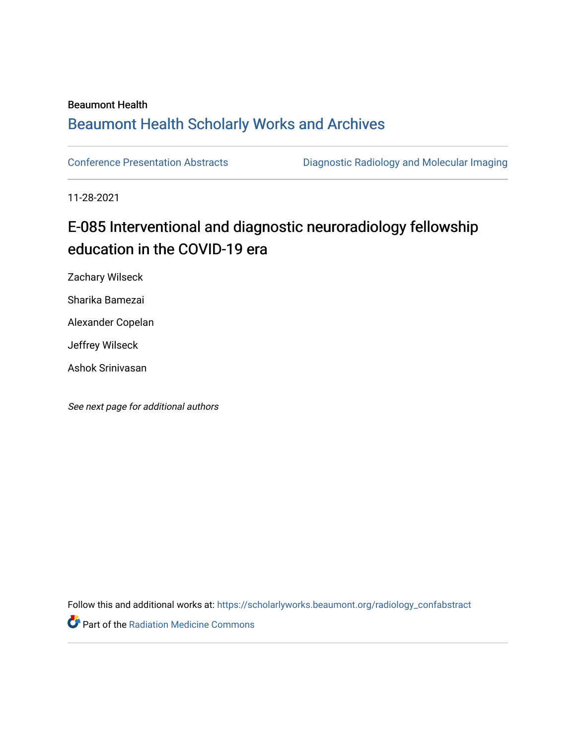Beaumont Health

## Beaumont Health Scholarly Works and Archives

Conference Presentation Abstracts | Diagnostic Radiology and Molecular Imaging

11-28-2021

# E-085 Interventional and diagnostic neuroradiology fellowship education in the COVID-19 era

Zachary Wilseck

Sharika Bamezai

Alexander Copelan

Jeffrey Wilseck

Ashok Srinivasan

*See next page for additional authors*

Follow this and additional works at: https://scholarlyworks.beaumont.org/radiology_confabstract

Part of the Radiation Medicine Commons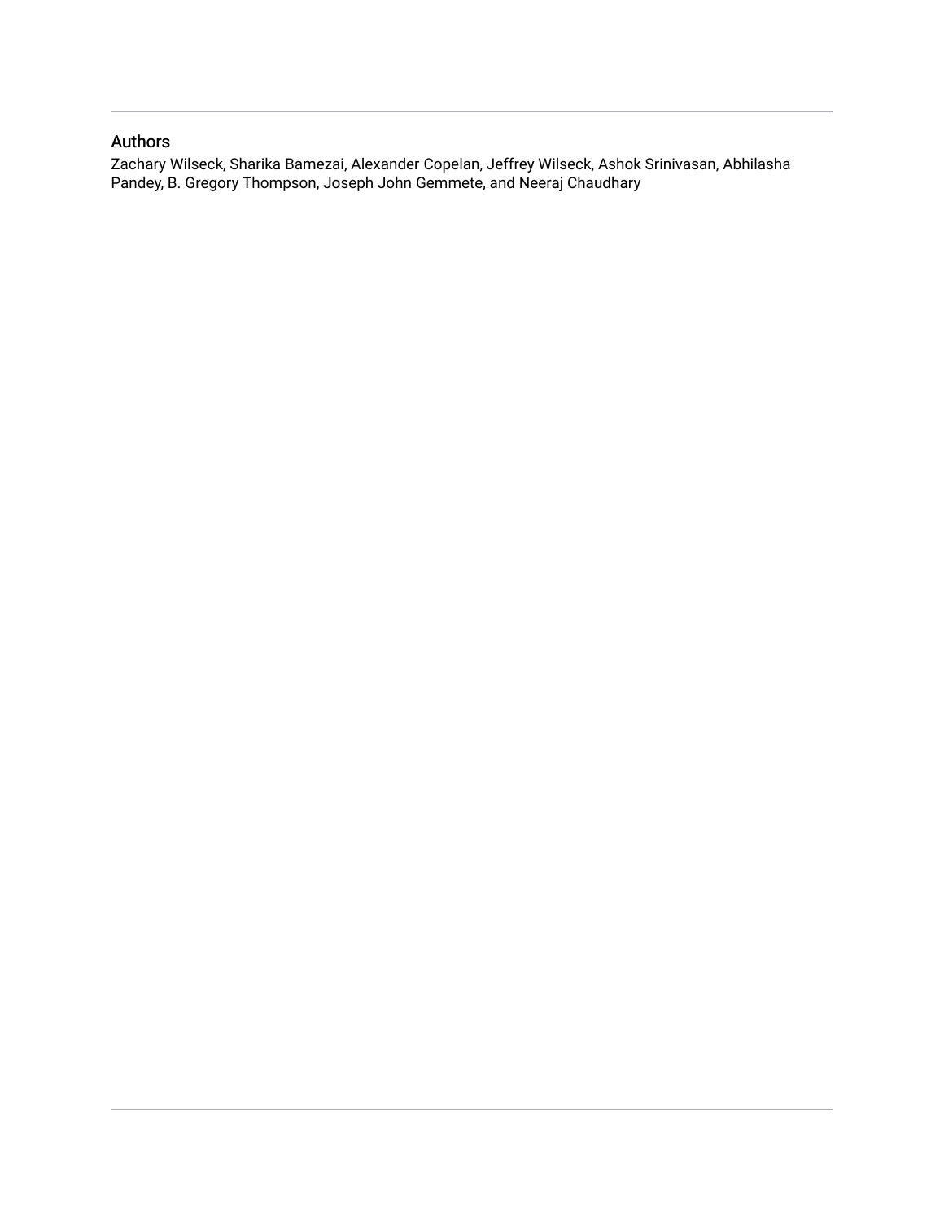## Authors

Zachary Wilseck, Sharika Bamezai, Alexander Copelan, Jeffrey Wilseck, Ashok Srinivasan, Abhilasha Pandey, B. Gregory Thompson, Joseph John Gemmete, and Neeraj Chaudhary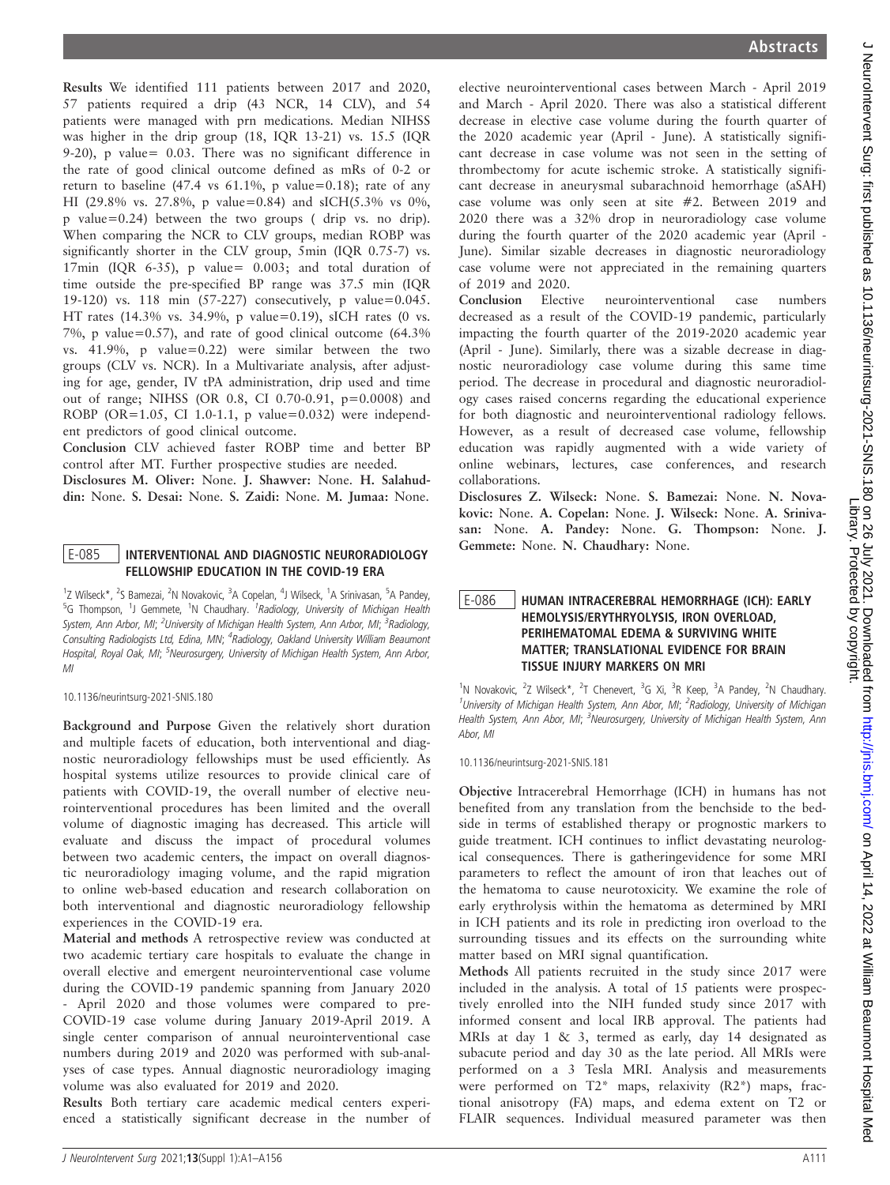**Results** We identified 111 patients between 2017 and 2020, 57 patients required a drip (43 NCR, 14 CLV), and 54 patients were managed with prn medications. Median NIHSS was higher in the drip group (18, IQR 13-21) vs. 15.5 (IQR 9-20), p value= 0.03. There was no significant difference in the rate of good clinical outcome defined as mRs of 0-2 or return to baseline (47.4 vs 61.1%, p value=0.18); rate of any HI (29.8% vs. 27.8%, p value=0.84) and sICH(5.3% vs 0%, p value=0.24) between the two groups ( drip vs. no drip). When comparing the NCR to CLV groups, median ROBP was significantly shorter in the CLV group, 5min (IQR 0.75-7) vs. 17min (IQR 6-35), p value= 0.003; and total duration of time outside the pre-specified BP range was 37.5 min (IQR 19-120) vs. 118 min (57-227) consecutively, p value=0.045. HT rates (14.3% vs. 34.9%, p value=0.19), sICH rates (0 vs. 7%, p value=0.57), and rate of good clinical outcome (64.3% vs. 41.9%, p value=0.22) were similar between the two groups (CLV vs. NCR). In a Multivariate analysis, after adjusting for age, gender, IV tPA administration, drip used and time out of range; NIHSS (OR 0.8, CI 0.70-0.91, p=0.0008) and ROBP (OR=1.05, CI 1.0-1.1, p value=0.032) were independent predictors of good clinical outcome.

**Conclusion** CLV achieved faster ROBP time and better BP control after MT. Further prospective studies are needed.

**Disclosures** **M. Oliver:** None. **J. Shawver:** None. **H. Salahuddin:** None. **S. Desai:** None. **S. Zaidi:** None. **M. Jumaa:** None.

## E-085 INTERVENTIONAL AND DIAGNOSTIC NEURORADIOLOGY FELLOWSHIP EDUCATION IN THE COVID-19 ERA

[1]Z Wilseck*, [2]S Bamezai, [2]N Novakovic, [3]A Copelan, [4]J Wilseck, [1]A Srinivasan, [5]A Pandey, [5]G Thompson, [1]J Gemmete, [1]N Chaudhary. [1]*Radiology, University of Michigan Health System, Ann Arbor, MI;* [2]*University of Michigan Health System, Ann Arbor, MI;* [3]*Radiology, Consulting Radiologists Ltd, Edina, MN;* [4]*Radiology, Oakland University William Beaumont Hospital, Royal Oak, MI;* [5]*Neurosurgery, University of Michigan Health System, Ann Arbor, MI*

10.1136/neurintsurg-2021-SNIS.180

**Background and Purpose** Given the relatively short duration and multiple facets of education, both interventional and diagnostic neuroradiology fellowships must be used efficiently. As hospital systems utilize resources to provide clinical care of patients with COVID-19, the overall number of elective neurointerventional procedures has been limited and the overall volume of diagnostic imaging has decreased. This article will evaluate and discuss the impact of procedural volumes between two academic centers, the impact on overall diagnostic neuroradiology imaging volume, and the rapid migration to online web-based education and research collaboration on both interventional and diagnostic neuroradiology fellowship experiences in the COVID-19 era.

**Material and methods** A retrospective review was conducted at two academic tertiary care hospitals to evaluate the change in overall elective and emergent neurointerventional case volume during the COVID-19 pandemic spanning from January 2020 - April 2020 and those volumes were compared to pre-COVID-19 case volume during January 2019-April 2019. A single center comparison of annual neurointerventional case numbers during 2019 and 2020 was performed with sub-analyses of case types. Annual diagnostic neuroradiology imaging volume was also evaluated for 2019 and 2020.

**Results** Both tertiary care academic medical centers experienced a statistically significant decrease in the number of elective neurointerventional cases between March - April 2019 and March - April 2020. There was also a statistical different decrease in elective case volume during the fourth quarter of the 2020 academic year (April - June). A statistically significant decrease in case volume was not seen in the setting of thrombectomy for acute ischemic stroke. A statistically significant decrease in aneurysmal subarachnoid hemorrhage (aSAH) case volume was only seen at site #2. Between 2019 and 2020 there was a 32% drop in neuroradiology case volume during the fourth quarter of the 2020 academic year (April - June). Similar sizable decreases in diagnostic neuroradiology case volume were not appreciated in the remaining quarters of 2019 and 2020.

**Conclusion** Elective neurointerventional case numbers decreased as a result of the COVID-19 pandemic, particularly impacting the fourth quarter of the 2019-2020 academic year (April - June). Similarly, there was a sizable decrease in diagnostic neuroradiology case volume during this same time period. The decrease in procedural and diagnostic neuroradiology cases raised concerns regarding the educational experience for both diagnostic and neurointerventional radiology fellows. However, as a result of decreased case volume, fellowship education was rapidly augmented with a wide variety of online webinars, lectures, case conferences, and research collaborations.

**Disclosures** **Z. Wilseck:** None. **S. Bamezai:** None. **N. Novakovic:** None. **A. Copelan:** None. **J. Wilseck:** None. **A. Srinivasan:** None. **A. Pandey:** None. **G. Thompson:** None. **J. Gemmete:** None. **N. Chaudhary:** None.

## E-086 HUMAN INTRACEREBRAL HEMORRHAGE (ICH): EARLY HEMOLYSIS/ERYTHRYOLYSIS, IRON OVERLOAD, PERIHEMATOMAL EDEMA & SURVIVING WHITE MATTER; TRANSLATIONAL EVIDENCE FOR BRAIN TISSUE INJURY MARKERS ON MRI

[1]N Novakovic, [2]Z Wilseck*, [2]T Chenevert, [3]G Xi, [3]R Keep, [3]A Pandey, [2]N Chaudhary. [1]*University of Michigan Health System, Ann Abor, MI;* [2]*Radiology, University of Michigan Health System, Ann Arbor, MI;* [3]*Neurosurgery, University of Michigan Health System, Ann Abor, MI*

10.1136/neurintsurg-2021-SNIS.181

**Objective** Intracerebral Hemorrhage (ICH) in humans has not benefited from any translation from the benchside to the bedside in terms of established therapy or prognostic markers to guide treatment. ICH continues to inflict devastating neurological consequences. There is gatheringevidence for some MRI parameters to reflect the amount of iron that leaches out of the hematoma to cause neurotoxicity. We examine the role of early erythrolysis within the hematoma as determined by MRI in ICH patients and its role in predicting iron overload to the surrounding tissues and its effects on the surrounding white matter based on MRI signal quantification.

**Methods** All patients recruited in the study since 2017 were included in the analysis. A total of 15 patients were prospectively enrolled into the NIH funded study since 2017 with informed consent and local IRB approval. The patients had MRIs at day 1 & 3, termed as early, day 14 designated as subacute period and day 30 as the late period. All MRIs were performed on a 3 Tesla MRI. Analysis and measurements were performed on T2* maps, relaxivity (R2*) maps, fractional anisotropy (FA) maps, and edema extent on T2 or FLAIR sequences. Individual measured parameter was then